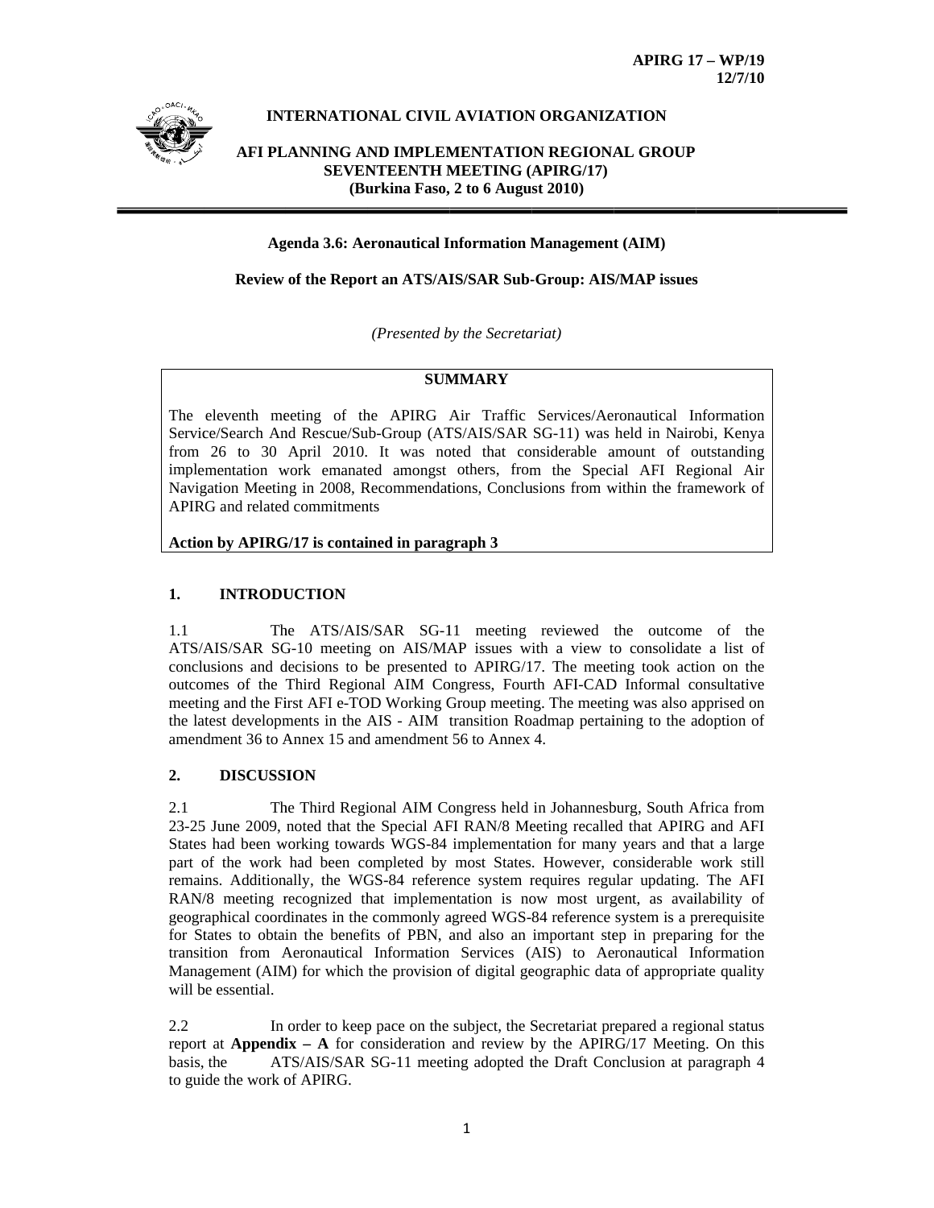**APIRG 17 – WP/19**
**12/7/10**

**INTERNATIONAL CIVIL AVIATION ORGANIZATION**

**AFI PLANNING AND IMPLEMENTATION REGIONAL GROUP**
**SEVENTEENTH MEETING (APIRG/17)**
**(Burkina Faso, 2 to 6 August 2010)**

---

**Agenda 3.6: Aeronautical Information Management (AIM)**

**Review of the Report an ATS/AIS/SAR Sub-Group: AIS/MAP issues**

*(Presented by the Secretariat)*

| **SUMMARY** |
|---|
| The eleventh meeting of the APIRG Air Traffic Services/Aeronautical Information Service/Search And Rescue/Sub-Group (ATS/AIS/SAR SG-11) was held in Nairobi, Kenya from 26 to 30 April 2010. It was noted that considerable amount of outstanding implementation work emanated amongst others, from the Special AFI Regional Air Navigation Meeting in 2008, Recommendations, Conclusions from within the framework of APIRG and related commitments<br><br>**Action by APIRG/17 is contained in paragraph 3** |

## 1. INTRODUCTION

1.1 The ATS/AIS/SAR SG-11 meeting reviewed the outcome of the ATS/AIS/SAR SG-10 meeting on AIS/MAP issues with a view to consolidate a list of conclusions and decisions to be presented to APIRG/17. The meeting took action on the outcomes of the Third Regional AIM Congress, Fourth AFI-CAD Informal consultative meeting and the First AFI e-TOD Working Group meeting. The meeting was also apprised on the latest developments in the AIS - AIM transition Roadmap pertaining to the adoption of amendment 36 to Annex 15 and amendment 56 to Annex 4.

## 2. DISCUSSION

2.1 The Third Regional AIM Congress held in Johannesburg, South Africa from 23-25 June 2009, noted that the Special AFI RAN/8 Meeting recalled that APIRG and AFI States had been working towards WGS-84 implementation for many years and that a large part of the work had been completed by most States. However, considerable work still remains. Additionally, the WGS-84 reference system requires regular updating. The AFI RAN/8 meeting recognized that implementation is now most urgent, as availability of geographical coordinates in the commonly agreed WGS-84 reference system is a prerequisite for States to obtain the benefits of PBN, and also an important step in preparing for the transition from Aeronautical Information Services (AIS) to Aeronautical Information Management (AIM) for which the provision of digital geographic data of appropriate quality will be essential.

2.2 In order to keep pace on the subject, the Secretariat prepared a regional status report at **Appendix – A** for consideration and review by the APIRG/17 Meeting. On this basis, the ATS/AIS/SAR SG-11 meeting adopted the Draft Conclusion at paragraph 4 to guide the work of APIRG.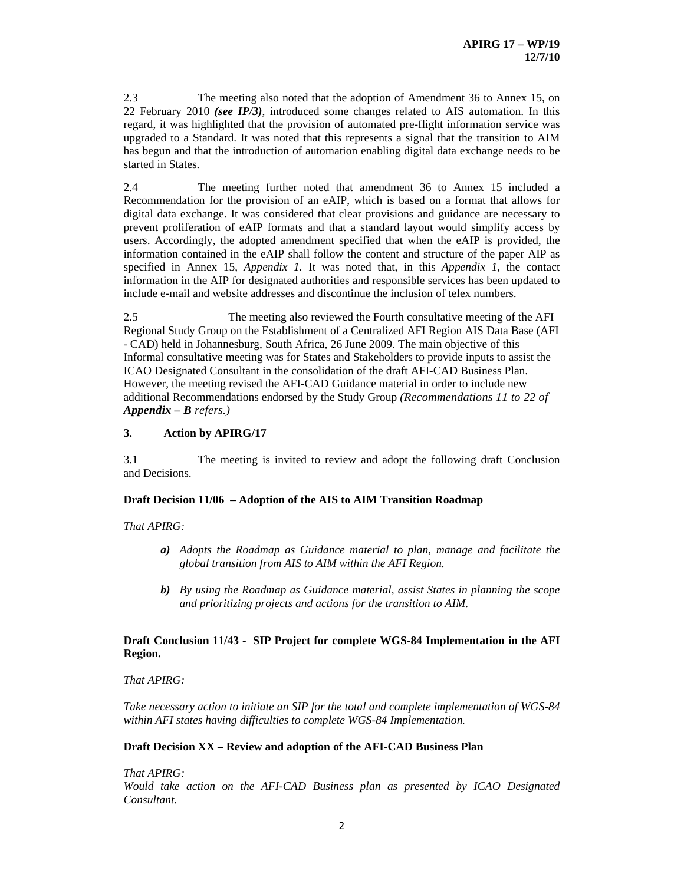2.3 The meeting also noted that the adoption of Amendment 36 to Annex 15, on 22 February 2010 ***(see IP/3)***, introduced some changes related to AIS automation. In this regard, it was highlighted that the provision of automated pre-flight information service was upgraded to a Standard. It was noted that this represents a signal that the transition to AIM has begun and that the introduction of automation enabling digital data exchange needs to be started in States.

2.4 The meeting further noted that amendment 36 to Annex 15 included a Recommendation for the provision of an eAIP, which is based on a format that allows for digital data exchange. It was considered that clear provisions and guidance are necessary to prevent proliferation of eAIP formats and that a standard layout would simplify access by users. Accordingly, the adopted amendment specified that when the eAIP is provided, the information contained in the eAIP shall follow the content and structure of the paper AIP as specified in Annex 15, *Appendix 1.* It was noted that, in this *Appendix 1*, the contact information in the AIP for designated authorities and responsible services has been updated to include e-mail and website addresses and discontinue the inclusion of telex numbers.

2.5 The meeting also reviewed the Fourth consultative meeting of the AFI Regional Study Group on the Establishment of a Centralized AFI Region AIS Data Base (AFI - CAD) held in Johannesburg, South Africa, 26 June 2009. The main objective of this Informal consultative meeting was for States and Stakeholders to provide inputs to assist the ICAO Designated Consultant in the consolidation of the draft AFI-CAD Business Plan. However, the meeting revised the AFI-CAD Guidance material in order to include new additional Recommendations endorsed by the Study Group *(Recommendations 11 to 22 of **Appendix – B** refers.)*

### 3. Action by APIRG/17

3.1 The meeting is invited to review and adopt the following draft Conclusion and Decisions.

**Draft Decision 11/06 – Adoption of the AIS to AIM Transition Roadmap**

*That APIRG:*

- ***a)*** *Adopts the Roadmap as Guidance material to plan, manage and facilitate the global transition from AIS to AIM within the AFI Region.*
- ***b)*** *By using the Roadmap as Guidance material, assist States in planning the scope and prioritizing projects and actions for the transition to AIM.*

**Draft Conclusion 11/43 - SIP Project for complete WGS-84 Implementation in the AFI Region.**

*That APIRG:*

*Take necessary action to initiate an SIP for the total and complete implementation of WGS-84 within AFI states having difficulties to complete WGS-84 Implementation.*

**Draft Decision XX – Review and adoption of the AFI-CAD Business Plan**

*That APIRG:*
*Would take action on the AFI-CAD Business plan as presented by ICAO Designated Consultant.*